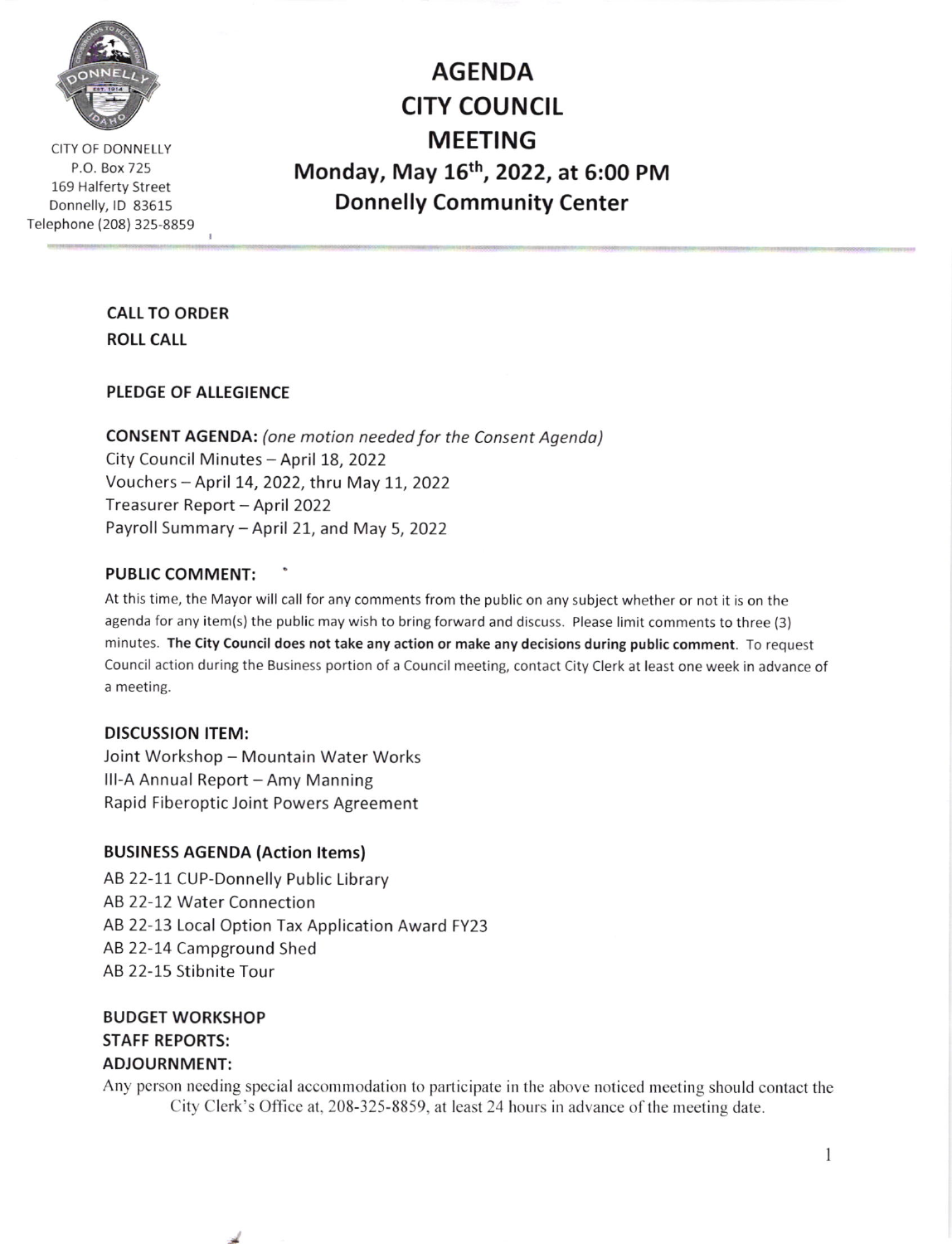CITY OF DONNELLY
P.O. Box 725
169 Halferty Street
Donnelly, ID 83615
Telephone (208) 325-8859

# AGENDA
# CITY COUNCIL
# MEETING
## Monday, May 16th, 2022, at 6:00 PM
## Donnelly Community Center

**CALL TO ORDER**
**ROLL CALL**

**PLEDGE OF ALLEGIENCE**

**CONSENT AGENDA:** *(one motion needed for the Consent Agenda)*
City Council Minutes – April 18, 2022
Vouchers – April 14, 2022, thru May 11, 2022
Treasurer Report – April 2022
Payroll Summary – April 21, and May 5, 2022

**PUBLIC COMMENT:**

At this time, the Mayor will call for any comments from the public on any subject whether or not it is on the agenda for any item(s) the public may wish to bring forward and discuss. Please limit comments to three (3) minutes. **The City Council does not take any action or make any decisions during public comment**. To request Council action during the Business portion of a Council meeting, contact City Clerk at least one week in advance of a meeting.

**DISCUSSION ITEM:**
Joint Workshop – Mountain Water Works
III-A Annual Report – Amy Manning
Rapid Fiberoptic Joint Powers Agreement

**BUSINESS AGENDA (Action Items)**
AB 22-11 CUP-Donnelly Public Library
AB 22-12 Water Connection
AB 22-13 Local Option Tax Application Award FY23
AB 22-14 Campground Shed
AB 22-15 Stibnite Tour

**BUDGET WORKSHOP**
**STAFF REPORTS:**
**ADJOURNMENT:**

Any person needing special accommodation to participate in the above noticed meeting should contact the City Clerk's Office at, 208-325-8859, at least 24 hours in advance of the meeting date.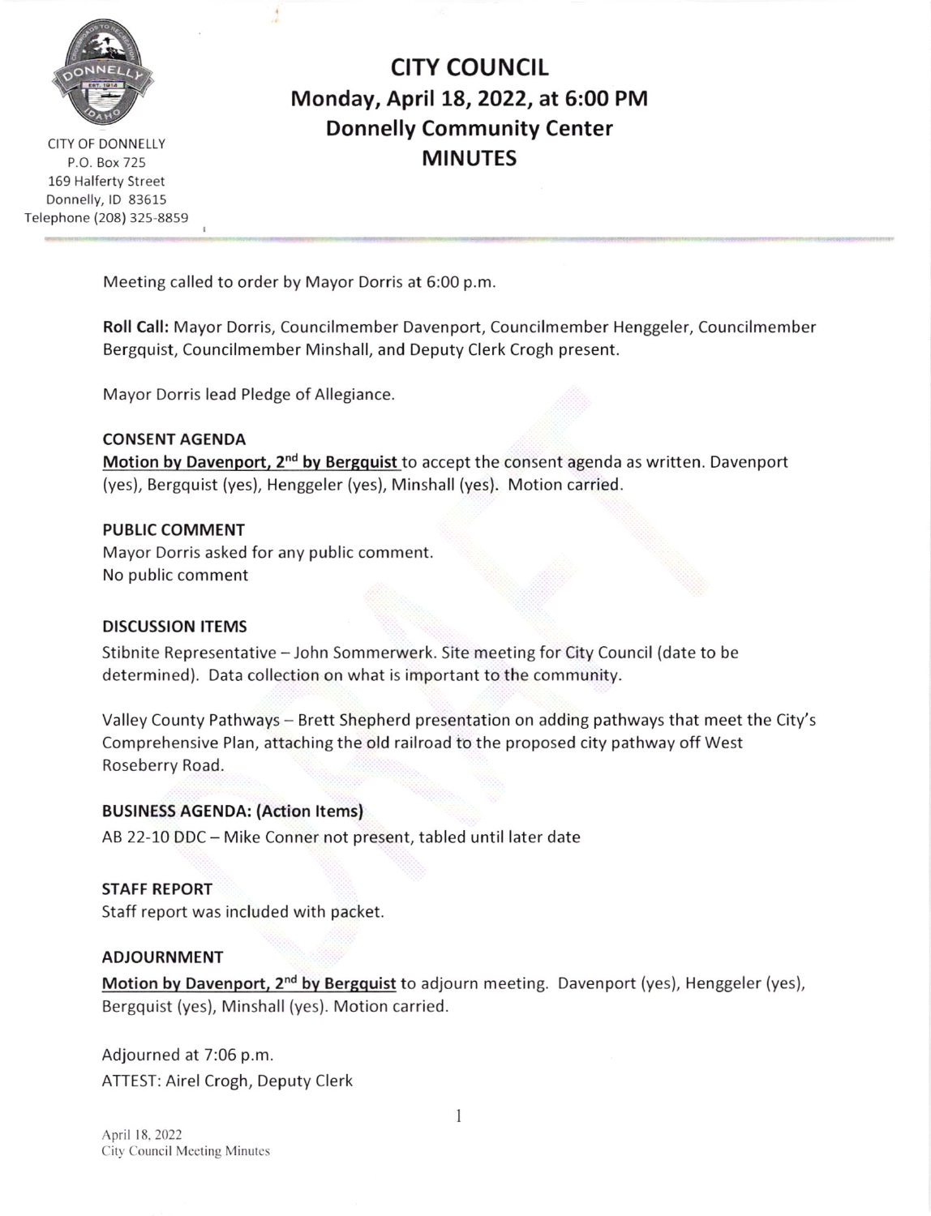CITY OF DONNELLY
P.O. Box 725
169 Halferty Street
Donnelly, ID 83615
Telephone (208) 325-8859

# CITY COUNCIL
## Monday, April 18, 2022, at 6:00 PM
## Donnelly Community Center
## MINUTES

Meeting called to order by Mayor Dorris at 6:00 p.m.

**Roll Call:** Mayor Dorris, Councilmember Davenport, Councilmember Henggeler, Councilmember Bergquist, Councilmember Minshall, and Deputy Clerk Crogh present.

Mayor Dorris lead Pledge of Allegiance.

**CONSENT AGENDA**

**Motion by Davenport, 2nd by Bergquist** to accept the consent agenda as written. Davenport (yes), Bergquist (yes), Henggeler (yes), Minshall (yes). Motion carried.

**PUBLIC COMMENT**

Mayor Dorris asked for any public comment.
No public comment

**DISCUSSION ITEMS**

Stibnite Representative – John Sommerwerk. Site meeting for City Council (date to be determined). Data collection on what is important to the community.

Valley County Pathways – Brett Shepherd presentation on adding pathways that meet the City's Comprehensive Plan, attaching the old railroad to the proposed city pathway off West Roseberry Road.

**BUSINESS AGENDA: (Action Items)**

AB 22-10 DDC – Mike Conner not present, tabled until later date

**STAFF REPORT**

Staff report was included with packet.

**ADJOURNMENT**

**Motion by Davenport, 2nd by Bergquist** to adjourn meeting. Davenport (yes), Henggeler (yes), Bergquist (yes), Minshall (yes). Motion carried.

Adjourned at 7:06 p.m.
ATTEST: Airel Crogh, Deputy Clerk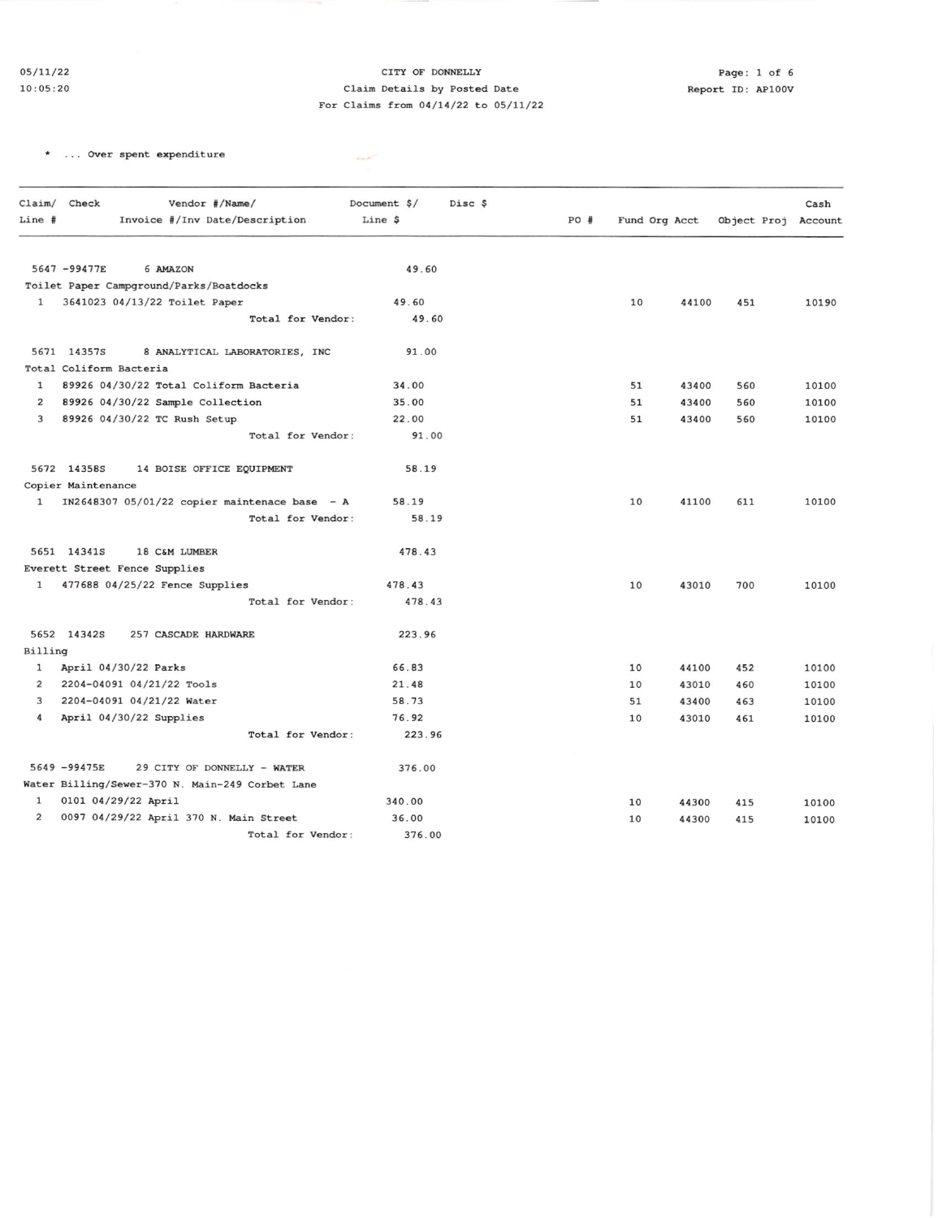CITY OF DONNELLY
Claim Details by Posted Date
For Claims from 04/14/22 to 05/11/22

05/11/22
10:05:20

Report ID: AP100V

\* ... Over spent expenditure

| Claim/ Line # | Check | Vendor #/Name/ Invoice #/Inv Date/Description | Document $/ Line $ | Disc $ | PO # | Fund | Org Acct | Object Proj | Cash Account |
|---|---|---|---|---|---|---|---|---|---|
| 5647 | -99477E | 6 AMAZON | 49.60 | | | | | | |
| | | Toilet Paper Campground/Parks/Boatdocks | | | | | | | |
| 1 | | 3641023 04/13/22 Toilet Paper | 49.60 | | | 10 | 44100 | 451 | 10190 |
| | | Total for Vendor: | 49.60 | | | | | | |
| 5671 | 14357S | 8 ANALYTICAL LABORATORIES, INC | 91.00 | | | | | | |
| | | Total Coliform Bacteria | | | | | | | |
| 1 | | 89926 04/30/22 Total Coliform Bacteria | 34.00 | | | 51 | 43400 | 560 | 10100 |
| 2 | | 89926 04/30/22 Sample Collection | 35.00 | | | 51 | 43400 | 560 | 10100 |
| 3 | | 89926 04/30/22 TC Rush Setup | 22.00 | | | 51 | 43400 | 560 | 10100 |
| | | Total for Vendor: | 91.00 | | | | | | |
| 5672 | 14358S | 14 BOISE OFFICE EQUIPMENT | 58.19 | | | | | | |
| | | Copier Maintenance | | | | | | | |
| 1 | | IN2648307 05/01/22 copier maintenace base - A | 58.19 | | | 10 | 41100 | 611 | 10100 |
| | | Total for Vendor: | 58.19 | | | | | | |
| 5651 | 14341S | 18 C&M LUMBER | 478.43 | | | | | | |
| | | Everett Street Fence Supplies | | | | | | | |
| 1 | | 477688 04/25/22 Fence Supplies | 478.43 | | | 10 | 43010 | 700 | 10100 |
| | | Total for Vendor: | 478.43 | | | | | | |
| 5652 | 14342S | 257 CASCADE HARDWARE | 223.96 | | | | | | |
| | | Billing | | | | | | | |
| 1 | | April 04/30/22 Parks | 66.83 | | | 10 | 44100 | 452 | 10100 |
| 2 | | 2204-04091 04/21/22 Tools | 21.48 | | | 10 | 43010 | 460 | 10100 |
| 3 | | 2204-04091 04/21/22 Water | 58.73 | | | 51 | 43400 | 463 | 10100 |
| 4 | | April 04/30/22 Supplies | 76.92 | | | 10 | 43010 | 461 | 10100 |
| | | Total for Vendor: | 223.96 | | | | | | |
| 5649 | -99475E | 29 CITY OF DONNELLY - WATER | 376.00 | | | | | | |
| | | Water Billing/Sewer-370 N. Main-249 Corbet Lane | | | | | | | |
| 1 | | 0101 04/29/22 April | 340.00 | | | 10 | 44300 | 415 | 10100 |
| 2 | | 0097 04/29/22 April 370 N. Main Street | 36.00 | | | 10 | 44300 | 415 | 10100 |
| | | Total for Vendor: | 376.00 | | | | | | |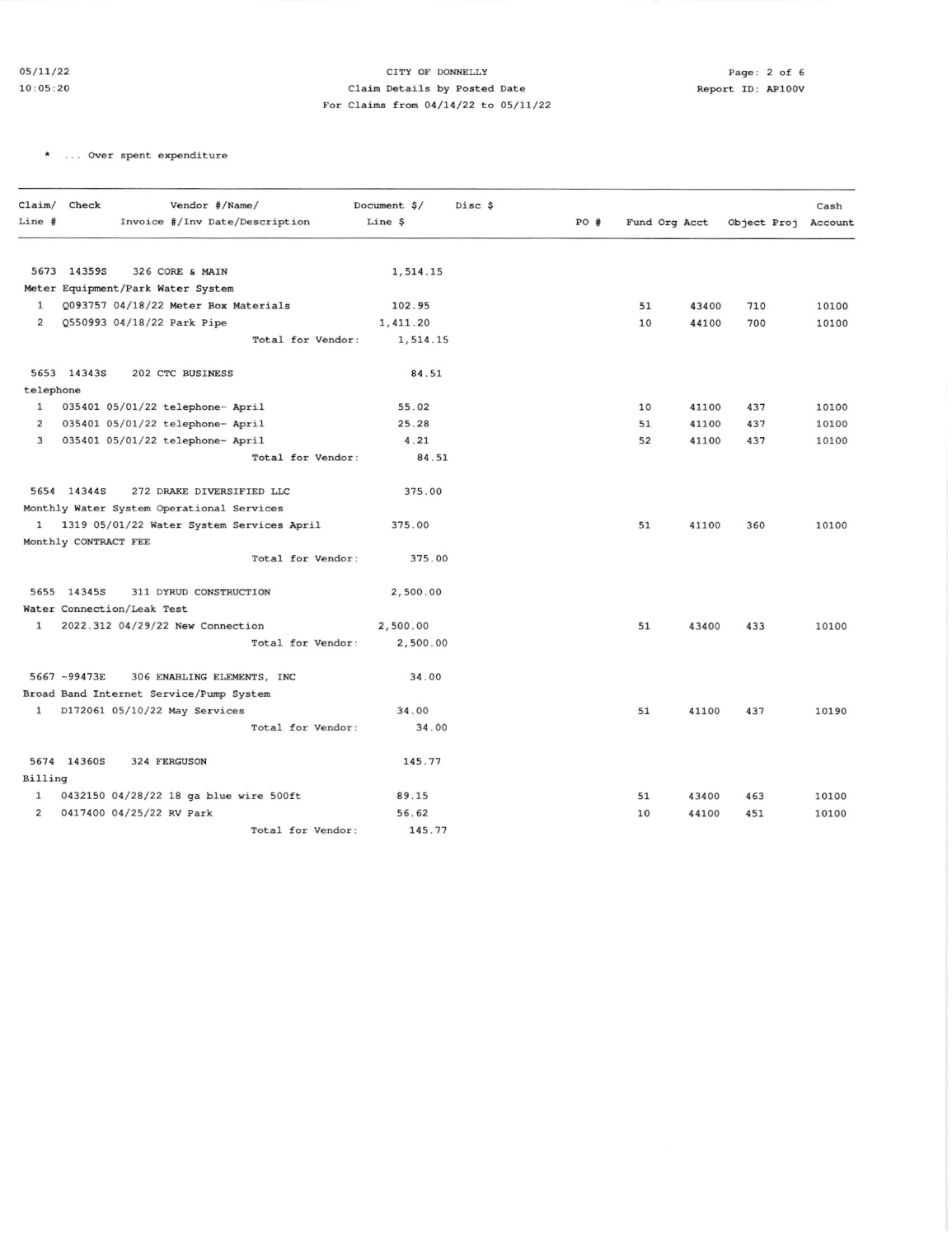CITY OF DONNELLY

Claim Details by Posted Date

For Claims from 04/14/22 to 05/11/22

05/11/22
10:05:20

Report ID: AP100V

\* ... Over spent expenditure

| Claim/ Line # | Check | Vendor #/Name/ Invoice #/Inv Date/Description | Document $/ Line $ | Disc $ | PO # | Fund | Org Acct | Object | Proj | Cash Account |
|---|---|---|---|---|---|---|---|---|---|---|
| 5673 | 14359S | 326 CORE & MAIN | 1,514.15 | | | | | | | |
| | | Meter Equipment/Park Water System | | | | | | | | |
| 1 | | Q093757 04/18/22 Meter Box Materials | 102.95 | | | 51 | 43400 | 710 | | 10100 |
| 2 | | Q550993 04/18/22 Park Pipe | 1,411.20 | | | 10 | 44100 | 700 | | 10100 |
| | | Total for Vendor: | 1,514.15 | | | | | | | |
| 5653 | 14343S | 202 CTC BUSINESS | 84.51 | | | | | | | |
| | | telephone | | | | | | | | |
| 1 | | 035401 05/01/22 telephone- April | 55.02 | | | 10 | 41100 | 437 | | 10100 |
| 2 | | 035401 05/01/22 telephone- April | 25.28 | | | 51 | 41100 | 437 | | 10100 |
| 3 | | 035401 05/01/22 telephone- April | 4.21 | | | 52 | 41100 | 437 | | 10100 |
| | | Total for Vendor: | 84.51 | | | | | | | |
| 5654 | 14344S | 272 DRAKE DIVERSIFIED LLC | 375.00 | | | | | | | |
| | | Monthly Water System Operational Services | | | | | | | | |
| 1 | | 1319 05/01/22 Water System Services April | 375.00 | | | 51 | 41100 | 360 | | 10100 |
| | | Monthly CONTRACT FEE | | | | | | | | |
| | | Total for Vendor: | 375.00 | | | | | | | |
| 5655 | 14345S | 311 DYRUD CONSTRUCTION | 2,500.00 | | | | | | | |
| | | Water Connection/Leak Test | | | | | | | | |
| 1 | | 2022.312 04/29/22 New Connection | 2,500.00 | | | 51 | 43400 | 433 | | 10100 |
| | | Total for Vendor: | 2,500.00 | | | | | | | |
| 5667 | -99473E | 306 ENABLING ELEMENTS, INC | 34.00 | | | | | | | |
| | | Broad Band Internet Service/Pump System | | | | | | | | |
| 1 | | D172061 05/10/22 May Services | 34.00 | | | 51 | 41100 | 437 | | 10190 |
| | | Total for Vendor: | 34.00 | | | | | | | |
| 5674 | 14360S | 324 FERGUSON | 145.77 | | | | | | | |
| | | Billing | | | | | | | | |
| 1 | | 0432150 04/28/22 18 ga blue wire 500ft | 89.15 | | | 51 | 43400 | 463 | | 10100 |
| 2 | | 0417400 04/25/22 RV Park | 56.62 | | | 10 | 44100 | 451 | | 10100 |
| | | Total for Vendor: | 145.77 | | | | | | | |